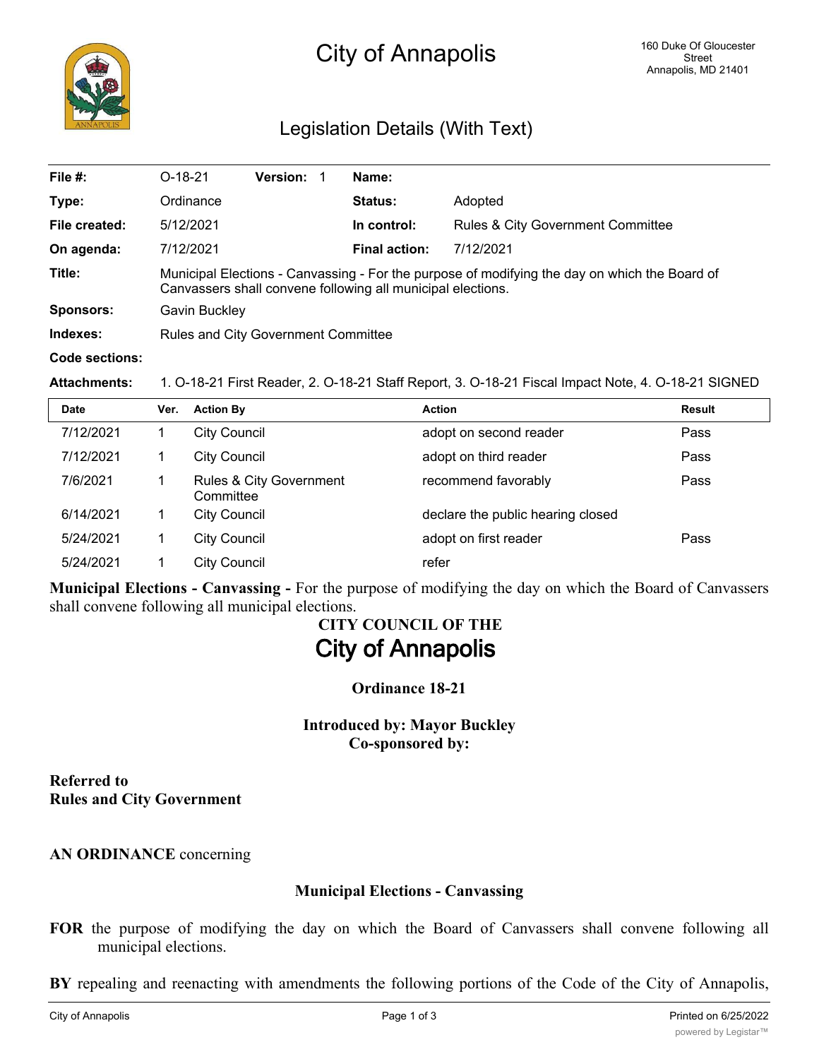# City of Annapolis

160 Duke Of Gloucester Street
Annapolis, MD 21401

## Legislation Details (With Text)

| | | | |
|---|---|---|---|
| **File #:** | O-18-21 **Version:** 1 | **Name:** | |
| **Type:** | Ordinance | **Status:** | Adopted |
| **File created:** | 5/12/2021 | **In control:** | Rules & City Government Committee |
| **On agenda:** | 7/12/2021 | **Final action:** | 7/12/2021 |
| **Title:** | Municipal Elections - Canvassing - For the purpose of modifying the day on which the Board of Canvassers shall convene following all municipal elections. | | |
| **Sponsors:** | Gavin Buckley | | |
| **Indexes:** | Rules and City Government Committee | | |
| **Code sections:** | | | |
| **Attachments:** | 1. O-18-21 First Reader, 2. O-18-21 Staff Report, 3. O-18-21 Fiscal Impact Note, 4. O-18-21 SIGNED | | |

| Date | Ver. | Action By | Action | Result |
|---|---|---|---|---|
| 7/12/2021 | 1 | City Council | adopt on second reader | Pass |
| 7/12/2021 | 1 | City Council | adopt on third reader | Pass |
| 7/6/2021 | 1 | Rules & City Government Committee | recommend favorably | Pass |
| 6/14/2021 | 1 | City Council | declare the public hearing closed | |
| 5/24/2021 | 1 | City Council | adopt on first reader | Pass |
| 5/24/2021 | 1 | City Council | refer | |

**Municipal Elections - Canvassing -** For the purpose of modifying the day on which the Board of Canvassers shall convene following all municipal elections.

**CITY COUNCIL OF THE**
**City of Annapolis**

**Ordinance 18-21**

**Introduced by: Mayor Buckley**
**Co-sponsored by:**

**Referred to**
**Rules and City Government**

**AN ORDINANCE** concerning

**Municipal Elections - Canvassing**

**FOR** the purpose of modifying the day on which the Board of Canvassers shall convene following all municipal elections.

**BY** repealing and reenacting with amendments the following portions of the Code of the City of Annapolis,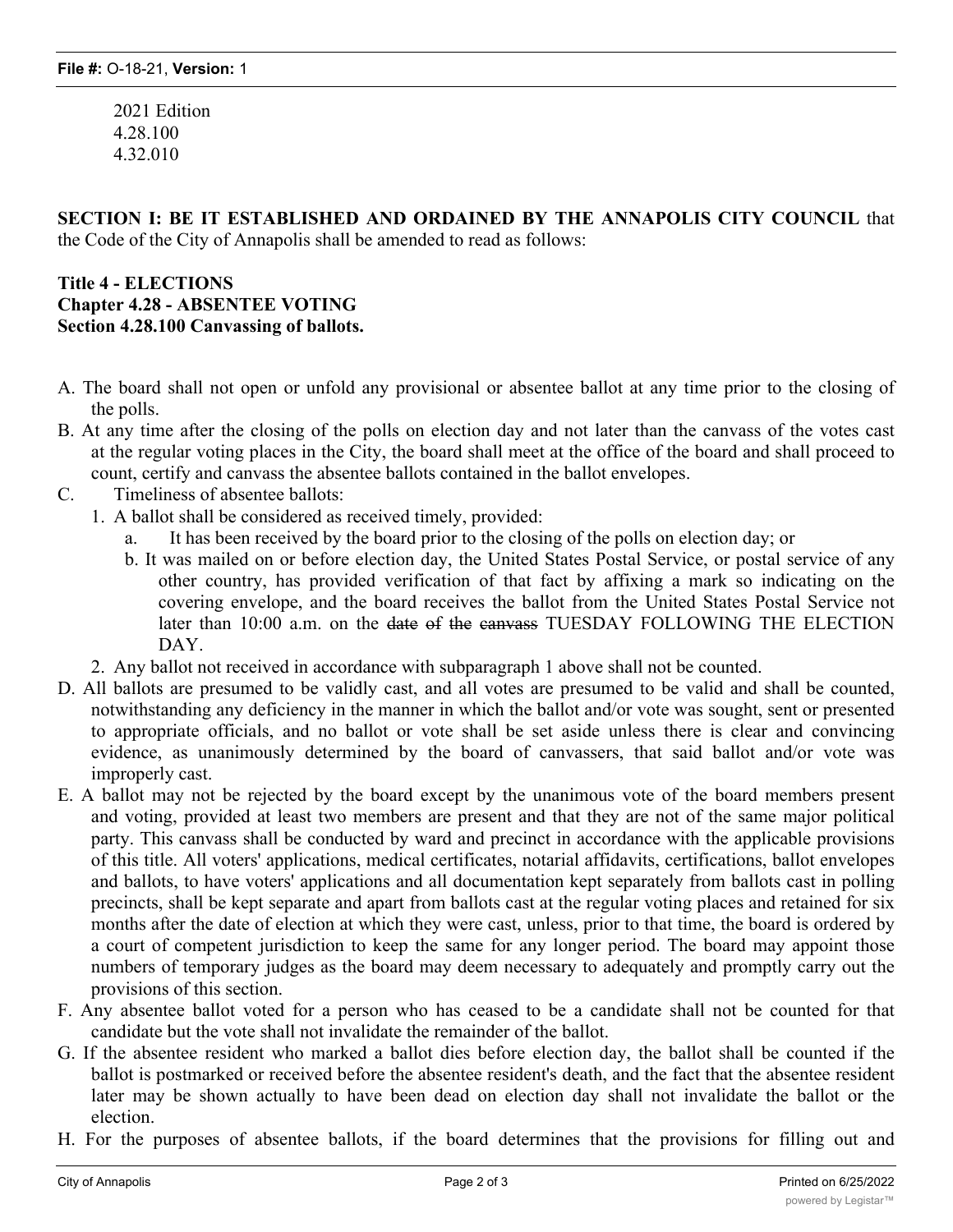2021 Edition
4.28.100
4.32.010

**SECTION I: BE IT ESTABLISHED AND ORDAINED BY THE ANNAPOLIS CITY COUNCIL** that the Code of the City of Annapolis shall be amended to read as follows:

**Title 4 - ELECTIONS**
**Chapter 4.28 - ABSENTEE VOTING**
**Section 4.28.100 Canvassing of ballots.**

A. The board shall not open or unfold any provisional or absentee ballot at any time prior to the closing of the polls.

B. At any time after the closing of the polls on election day and not later than the canvass of the votes cast at the regular voting places in the City, the board shall meet at the office of the board and shall proceed to count, certify and canvass the absentee ballots contained in the ballot envelopes.

C. Timeliness of absentee ballots:
   1. A ballot shall be considered as received timely, provided:
      a. It has been received by the board prior to the closing of the polls on election day; or
      b. It was mailed on or before election day, the United States Postal Service, or postal service of any other country, has provided verification of that fact by affixing a mark so indicating on the covering envelope, and the board receives the ballot from the United States Postal Service not later than 10:00 a.m. on the ~~date of the canvass~~ TUESDAY FOLLOWING THE ELECTION DAY.
   2. Any ballot not received in accordance with subparagraph 1 above shall not be counted.

D. All ballots are presumed to be validly cast, and all votes are presumed to be valid and shall be counted, notwithstanding any deficiency in the manner in which the ballot and/or vote was sought, sent or presented to appropriate officials, and no ballot or vote shall be set aside unless there is clear and convincing evidence, as unanimously determined by the board of canvassers, that said ballot and/or vote was improperly cast.

E. A ballot may not be rejected by the board except by the unanimous vote of the board members present and voting, provided at least two members are present and that they are not of the same major political party. This canvass shall be conducted by ward and precinct in accordance with the applicable provisions of this title. All voters' applications, medical certificates, notarial affidavits, certifications, ballot envelopes and ballots, to have voters' applications and all documentation kept separately from ballots cast in polling precincts, shall be kept separate and apart from ballots cast at the regular voting places and retained for six months after the date of election at which they were cast, unless, prior to that time, the board is ordered by a court of competent jurisdiction to keep the same for any longer period. The board may appoint those numbers of temporary judges as the board may deem necessary to adequately and promptly carry out the provisions of this section.

F. Any absentee ballot voted for a person who has ceased to be a candidate shall not be counted for that candidate but the vote shall not invalidate the remainder of the ballot.

G. If the absentee resident who marked a ballot dies before election day, the ballot shall be counted if the ballot is postmarked or received before the absentee resident's death, and the fact that the absentee resident later may be shown actually to have been dead on election day shall not invalidate the ballot or the election.

H. For the purposes of absentee ballots, if the board determines that the provisions for filling out and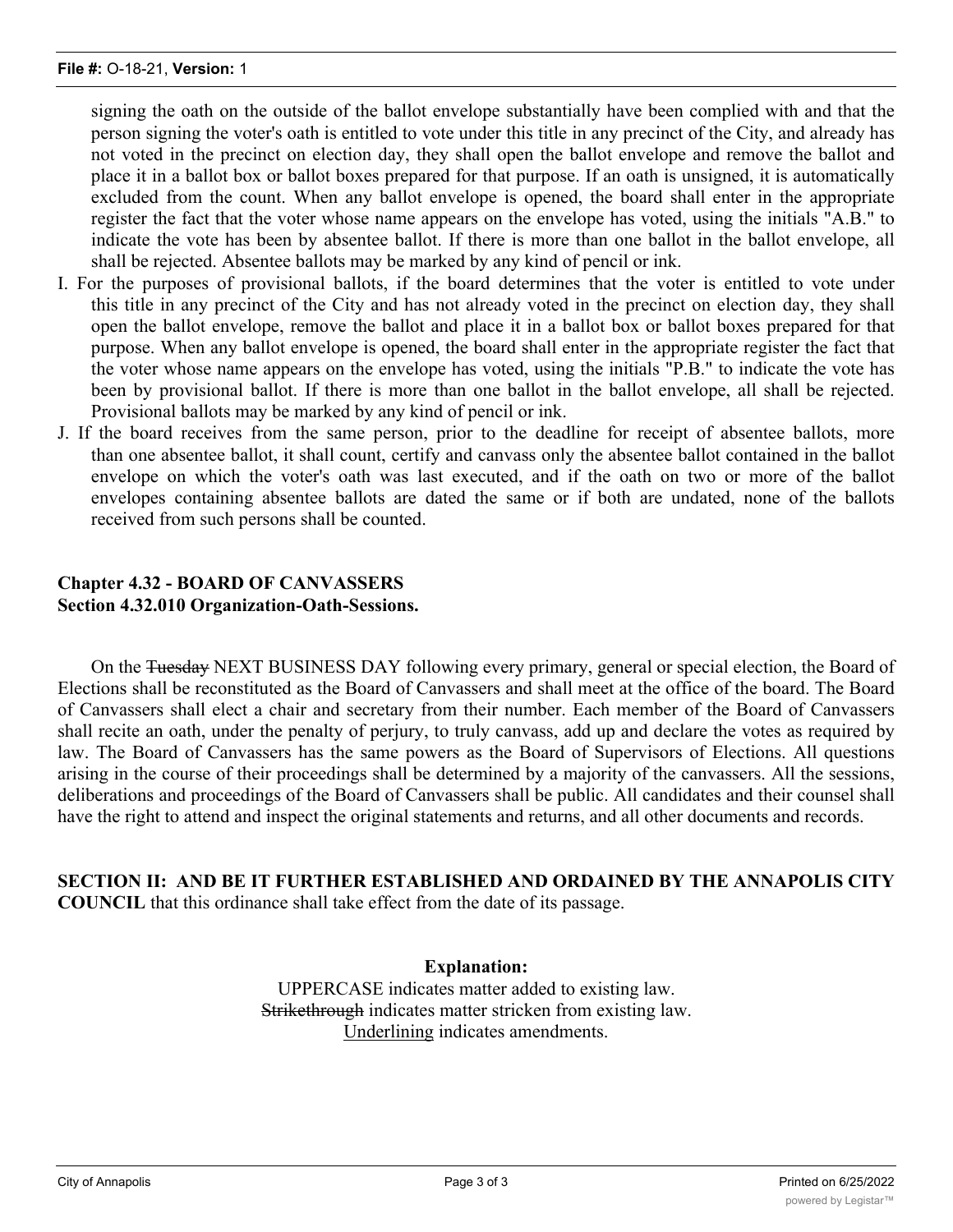signing the oath on the outside of the ballot envelope substantially have been complied with and that the person signing the voter's oath is entitled to vote under this title in any precinct of the City, and already has not voted in the precinct on election day, they shall open the ballot envelope and remove the ballot and place it in a ballot box or ballot boxes prepared for that purpose. If an oath is unsigned, it is automatically excluded from the count. When any ballot envelope is opened, the board shall enter in the appropriate register the fact that the voter whose name appears on the envelope has voted, using the initials "A.B." to indicate the vote has been by absentee ballot. If there is more than one ballot in the ballot envelope, all shall be rejected. Absentee ballots may be marked by any kind of pencil or ink.

I. For the purposes of provisional ballots, if the board determines that the voter is entitled to vote under this title in any precinct of the City and has not already voted in the precinct on election day, they shall open the ballot envelope, remove the ballot and place it in a ballot box or ballot boxes prepared for that purpose. When any ballot envelope is opened, the board shall enter in the appropriate register the fact that the voter whose name appears on the envelope has voted, using the initials "P.B." to indicate the vote has been by provisional ballot. If there is more than one ballot in the ballot envelope, all shall be rejected. Provisional ballots may be marked by any kind of pencil or ink.

J. If the board receives from the same person, prior to the deadline for receipt of absentee ballots, more than one absentee ballot, it shall count, certify and canvass only the absentee ballot contained in the ballot envelope on which the voter's oath was last executed, and if the oath on two or more of the ballot envelopes containing absentee ballots are dated the same or if both are undated, none of the ballots received from such persons shall be counted.

**Chapter 4.32 - BOARD OF CANVASSERS**
**Section 4.32.010 Organization-Oath-Sessions.**

On the ~~Tuesday~~ NEXT BUSINESS DAY following every primary, general or special election, the Board of Elections shall be reconstituted as the Board of Canvassers and shall meet at the office of the board. The Board of Canvassers shall elect a chair and secretary from their number. Each member of the Board of Canvassers shall recite an oath, under the penalty of perjury, to truly canvass, add up and declare the votes as required by law. The Board of Canvassers has the same powers as the Board of Supervisors of Elections. All questions arising in the course of their proceedings shall be determined by a majority of the canvassers. All the sessions, deliberations and proceedings of the Board of Canvassers shall be public. All candidates and their counsel shall have the right to attend and inspect the original statements and returns, and all other documents and records.

**SECTION II: AND BE IT FURTHER ESTABLISHED AND ORDAINED BY THE ANNAPOLIS CITY COUNCIL** that this ordinance shall take effect from the date of its passage.

**Explanation:**

UPPERCASE indicates matter added to existing law.
~~Strikethrough~~ indicates matter stricken from existing law.
<u>Underlining</u> indicates amendments.